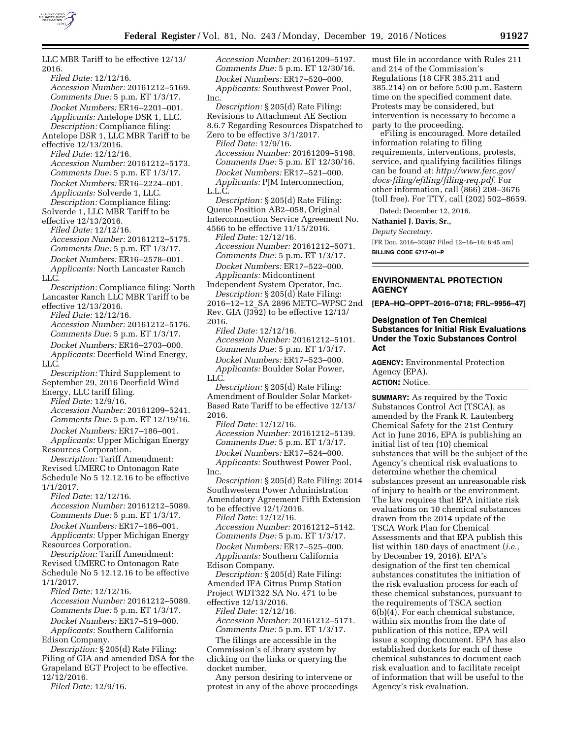LLC MBR Tariff to be effective 12/13/2016.

*Filed Date:* 12/12/16.

*Accession Number:* 20161212–5169.

*Comments Due:* 5 p.m. ET 1/3/17.

*Docket Numbers:* ER16–2201–001.

*Applicants:* Antelope DSR 1, LLC.

*Description:* Compliance filing: Antelope DSR 1, LLC MBR Tariff to be effective 12/13/2016.

*Filed Date:* 12/12/16.

*Accession Number:* 20161212–5173.

*Comments Due:* 5 p.m. ET 1/3/17.

*Docket Numbers:* ER16–2224–001.

*Applicants:* Solverde 1, LLC.

*Description:* Compliance filing: Solverde 1, LLC MBR Tariff to be effective 12/13/2016.

*Filed Date:* 12/12/16.

*Accession Number:* 20161212–5175.

*Comments Due:* 5 p.m. ET 1/3/17.

*Docket Numbers:* ER16–2578–001.

*Applicants:* North Lancaster Ranch LLC.

*Description:* Compliance filing: North Lancaster Ranch LLC MBR Tariff to be effective 12/13/2016.

*Filed Date:* 12/12/16.

*Accession Number:* 20161212–5176.

*Comments Due:* 5 p.m. ET 1/3/17.

*Docket Numbers:* ER16–2703–000.

*Applicants:* Deerfield Wind Energy, LLC.

*Description:* Third Supplement to September 29, 2016 Deerfield Wind Energy, LLC tariff filing.

*Filed Date:* 12/9/16.

*Accession Number:* 20161209–5241.

*Comments Due:* 5 p.m. ET 12/19/16.

*Docket Numbers:* ER17–186–001.

*Applicants:* Upper Michigan Energy Resources Corporation.

*Description:* Tariff Amendment: Revised UMERC to Ontonagon Rate Schedule No 5 12.12.16 to be effective 1/1/2017.

*Filed Date:* 12/12/16.

*Accession Number:* 20161212–5089.

*Comments Due:* 5 p.m. ET 1/3/17.

*Docket Numbers:* ER17–186–001.

*Applicants:* Upper Michigan Energy Resources Corporation.

*Description:* Tariff Amendment: Revised UMERC to Ontonagon Rate Schedule No 5 12.12.16 to be effective 1/1/2017.

*Filed Date:* 12/12/16.

*Accession Number:* 20161212–5089.

*Comments Due:* 5 p.m. ET 1/3/17.

*Docket Numbers:* ER17–519–000.

*Applicants:* Southern California Edison Company.

*Description:* § 205(d) Rate Filing: Filing of GIA and amended DSA for the Grapeland EGT Project to be effective. 12/12/2016.

*Filed Date:* 12/9/16.

*Accession Number:* 20161209–5197.

*Comments Due:* 5 p.m. ET 12/30/16.

*Docket Numbers:* ER17–520–000.

*Applicants:* Southwest Power Pool, Inc.

*Description:* § 205(d) Rate Filing: Revisions to Attachment AE Section 8.6.7 Regarding Resources Dispatched to Zero to be effective 3/1/2017.

*Filed Date:* 12/9/16.

*Accession Number:* 20161209–5198.

*Comments Due:* 5 p.m. ET 12/30/16.

*Docket Numbers:* ER17–521–000.

*Applicants:* PJM Interconnection, L.L.C.

*Description:* § 205(d) Rate Filing: Queue Position AB2–058, Original Interconnection Service Agreement No. 4566 to be effective 11/15/2016.

*Filed Date:* 12/12/16.

*Accession Number:* 20161212–5071.

*Comments Due:* 5 p.m. ET 1/3/17.

*Docket Numbers:* ER17–522–000.

*Applicants:* Midcontinent Independent System Operator, Inc.

*Description:* § 205(d) Rate Filing: 2016–12–12_SA 2896 METC–WPSC 2nd Rev. GIA (J392) to be effective 12/13/2016.

*Filed Date:* 12/12/16.

*Accession Number:* 20161212–5101.

*Comments Due:* 5 p.m. ET 1/3/17.

*Docket Numbers:* ER17–523–000.

*Applicants:* Boulder Solar Power, LLC.

*Description:* § 205(d) Rate Filing: Amendment of Boulder Solar Market-Based Rate Tariff to be effective 12/13/2016.

*Filed Date:* 12/12/16.

*Accession Number:* 20161212–5139.

*Comments Due:* 5 p.m. ET 1/3/17.

*Docket Numbers:* ER17–524–000.

*Applicants:* Southwest Power Pool, Inc.

*Description:* § 205(d) Rate Filing: 2014 Southwestern Power Administration Amendatory Agreement Fifth Extension to be effective 12/1/2016.

*Filed Date:* 12/12/16.

*Accession Number:* 20161212–5142.

*Comments Due:* 5 p.m. ET 1/3/17.

*Docket Numbers:* ER17–525–000.

*Applicants:* Southern California Edison Company.

*Description:* § 205(d) Rate Filing: Amended IFA Citrus Pump Station Project WDT322 SA No. 471 to be effective 12/13/2016.

*Filed Date:* 12/12/16.

*Accession Number:* 20161212–5171.

*Comments Due:* 5 p.m. ET 1/3/17.

The filings are accessible in the Commission's eLibrary system by clicking on the links or querying the docket number.

Any person desiring to intervene or protest in any of the above proceedings must file in accordance with Rules 211 and 214 of the Commission's Regulations (18 CFR 385.211 and 385.214) on or before 5:00 p.m. Eastern time on the specified comment date. Protests may be considered, but intervention is necessary to become a party to the proceeding.

eFiling is encouraged. More detailed information relating to filing requirements, interventions, protests, service, and qualifying facilities filings can be found at: *http://www.ferc.gov/docs-filing/efiling/filing-req.pdf.* For other information, call (866) 208–3676 (toll free). For TTY, call (202) 502–8659.

Dated: December 12, 2016.

**Nathaniel J. Davis, Sr.,**

*Deputy Secretary.*

[FR Doc. 2016–30397 Filed 12–16–16; 8:45 am]

**BILLING CODE 6717–01–P**

## ENVIRONMENTAL PROTECTION AGENCY

**[EPA–HQ–OPPT–2016–0718; FRL–9956–47]**

### Designation of Ten Chemical Substances for Initial Risk Evaluations Under the Toxic Substances Control Act

**AGENCY:** Environmental Protection Agency (EPA).

**ACTION:** Notice.

**SUMMARY:** As required by the Toxic Substances Control Act (TSCA), as amended by the Frank R. Lautenberg Chemical Safety for the 21st Century Act in June 2016, EPA is publishing an initial list of ten (10) chemical substances that will be the subject of the Agency's chemical risk evaluations to determine whether the chemical substances present an unreasonable risk of injury to health or the environment. The law requires that EPA initiate risk evaluations on 10 chemical substances drawn from the 2014 update of the TSCA Work Plan for Chemical Assessments and that EPA publish this list within 180 days of enactment (*i.e.,* by December 19, 2016). EPA's designation of the first ten chemical substances constitutes the initiation of the risk evaluation process for each of these chemical substances, pursuant to the requirements of TSCA section 6(b)(4). For each chemical substance, within six months from the date of publication of this notice, EPA will issue a scoping document. EPA has also established dockets for each of these chemical substances to document each risk evaluation and to facilitate receipt of information that will be useful to the Agency's risk evaluation.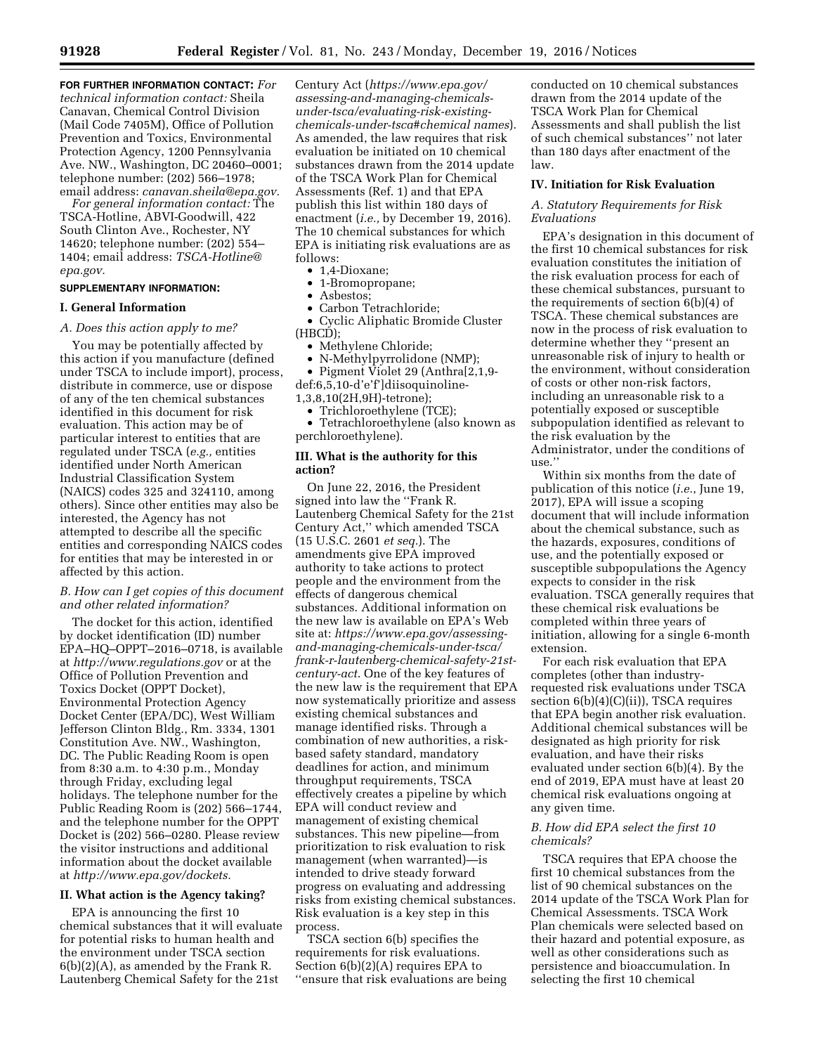**FOR FURTHER INFORMATION CONTACT:** *For technical information contact:* Sheila Canavan, Chemical Control Division (Mail Code 7405M), Office of Pollution Prevention and Toxics, Environmental Protection Agency, 1200 Pennsylvania Ave. NW., Washington, DC 20460–0001; telephone number: (202) 566–1978; email address: *canavan.sheila@epa.gov.*

*For general information contact:* The TSCA-Hotline, ABVI-Goodwill, 422 South Clinton Ave., Rochester, NY 14620; telephone number: (202) 554–1404; email address: *TSCA-Hotline@epa.gov.*

**SUPPLEMENTARY INFORMATION:**

## I. General Information

### A. Does this action apply to me?

You may be potentially affected by this action if you manufacture (defined under TSCA to include import), process, distribute in commerce, use or dispose of any of the ten chemical substances identified in this document for risk evaluation. This action may be of particular interest to entities that are regulated under TSCA (*e.g.,* entities identified under North American Industrial Classification System (NAICS) codes 325 and 324110, among others). Since other entities may also be interested, the Agency has not attempted to describe all the specific entities and corresponding NAICS codes for entities that may be interested in or affected by this action.

### B. How can I get copies of this document and other related information?

The docket for this action, identified by docket identification (ID) number EPA–HQ–OPPT–2016–0718, is available at *http://www.regulations.gov* or at the Office of Pollution Prevention and Toxics Docket (OPPT Docket), Environmental Protection Agency Docket Center (EPA/DC), West William Jefferson Clinton Bldg., Rm. 3334, 1301 Constitution Ave. NW., Washington, DC. The Public Reading Room is open from 8:30 a.m. to 4:30 p.m., Monday through Friday, excluding legal holidays. The telephone number for the Public Reading Room is (202) 566–1744, and the telephone number for the OPPT Docket is (202) 566–0280. Please review the visitor instructions and additional information about the docket available at *http://www.epa.gov/dockets.*

## II. What action is the Agency taking?

EPA is announcing the first 10 chemical substances that it will evaluate for potential risks to human health and the environment under TSCA section 6(b)(2)(A), as amended by the Frank R. Lautenberg Chemical Safety for the 21st Century Act (*https://www.epa.gov/assessing-and-managing-chemicals-under-tsca/evaluating-risk-existing-chemicals-under-tsca#chemical names*). As amended, the law requires that risk evaluation be initiated on 10 chemical substances drawn from the 2014 update of the TSCA Work Plan for Chemical Assessments (Ref. 1) and that EPA publish this list within 180 days of enactment (*i.e.,* by December 19, 2016). The 10 chemical substances for which EPA is initiating risk evaluations are as follows:

- 1,4-Dioxane;
- 1-Bromopropane;
- Asbestos;
- Carbon Tetrachloride;
- Cyclic Aliphatic Bromide Cluster (HBCD);
- Methylene Chloride;
- N-Methylpyrrolidone (NMP);
- Pigment Violet 29 (Anthra[2,1,9-def:6,5,10-d'e'f']diisoquinoline-1,3,8,10(2H,9H)-tetrone);
- Trichloroethylene (TCE);
- Tetrachloroethylene (also known as perchloroethylene).

## III. What is the authority for this action?

On June 22, 2016, the President signed into law the ''Frank R. Lautenberg Chemical Safety for the 21st Century Act,'' which amended TSCA (15 U.S.C. 2601 *et seq.*). The amendments give EPA improved authority to take actions to protect people and the environment from the effects of dangerous chemical substances. Additional information on the new law is available on EPA's Web site at: *https://www.epa.gov/assessing-and-managing-chemicals-under-tsca/frank-r-lautenberg-chemical-safety-21st-century-act*. One of the key features of the new law is the requirement that EPA now systematically prioritize and assess existing chemical substances and manage identified risks. Through a combination of new authorities, a risk-based safety standard, mandatory deadlines for action, and minimum throughput requirements, TSCA effectively creates a pipeline by which EPA will conduct review and management of existing chemical substances. This new pipeline—from prioritization to risk evaluation to risk management (when warranted)—is intended to drive steady forward progress on evaluating and addressing risks from existing chemical substances. Risk evaluation is a key step in this process.

TSCA section 6(b) specifies the requirements for risk evaluations. Section 6(b)(2)(A) requires EPA to ''ensure that risk evaluations are being conducted on 10 chemical substances drawn from the 2014 update of the TSCA Work Plan for Chemical Assessments and shall publish the list of such chemical substances'' not later than 180 days after enactment of the law.

## IV. Initiation for Risk Evaluation

### A. Statutory Requirements for Risk Evaluations

EPA's designation in this document of the first 10 chemical substances for risk evaluation constitutes the initiation of the risk evaluation process for each of these chemical substances, pursuant to the requirements of section 6(b)(4) of TSCA. These chemical substances are now in the process of risk evaluation to determine whether they ''present an unreasonable risk of injury to health or the environment, without consideration of costs or other non-risk factors, including an unreasonable risk to a potentially exposed or susceptible subpopulation identified as relevant to the risk evaluation by the Administrator, under the conditions of use.''

Within six months from the date of publication of this notice (*i.e.*, June 19, 2017), EPA will issue a scoping document that will include information about the chemical substance, such as the hazards, exposures, conditions of use, and the potentially exposed or susceptible subpopulations the Agency expects to consider in the risk evaluation. TSCA generally requires that these chemical risk evaluations be completed within three years of initiation, allowing for a single 6-month extension.

For each risk evaluation that EPA completes (other than industry-requested risk evaluations under TSCA section 6(b)(4)(C)(ii)), TSCA requires that EPA begin another risk evaluation. Additional chemical substances will be designated as high priority for risk evaluation, and have their risks evaluated under section 6(b)(4). By the end of 2019, EPA must have at least 20 chemical risk evaluations ongoing at any given time.

### B. How did EPA select the first 10 chemicals?

TSCA requires that EPA choose the first 10 chemical substances from the list of 90 chemical substances on the 2014 update of the TSCA Work Plan for Chemical Assessments. TSCA Work Plan chemicals were selected based on their hazard and potential exposure, as well as other considerations such as persistence and bioaccumulation. In selecting the first 10 chemical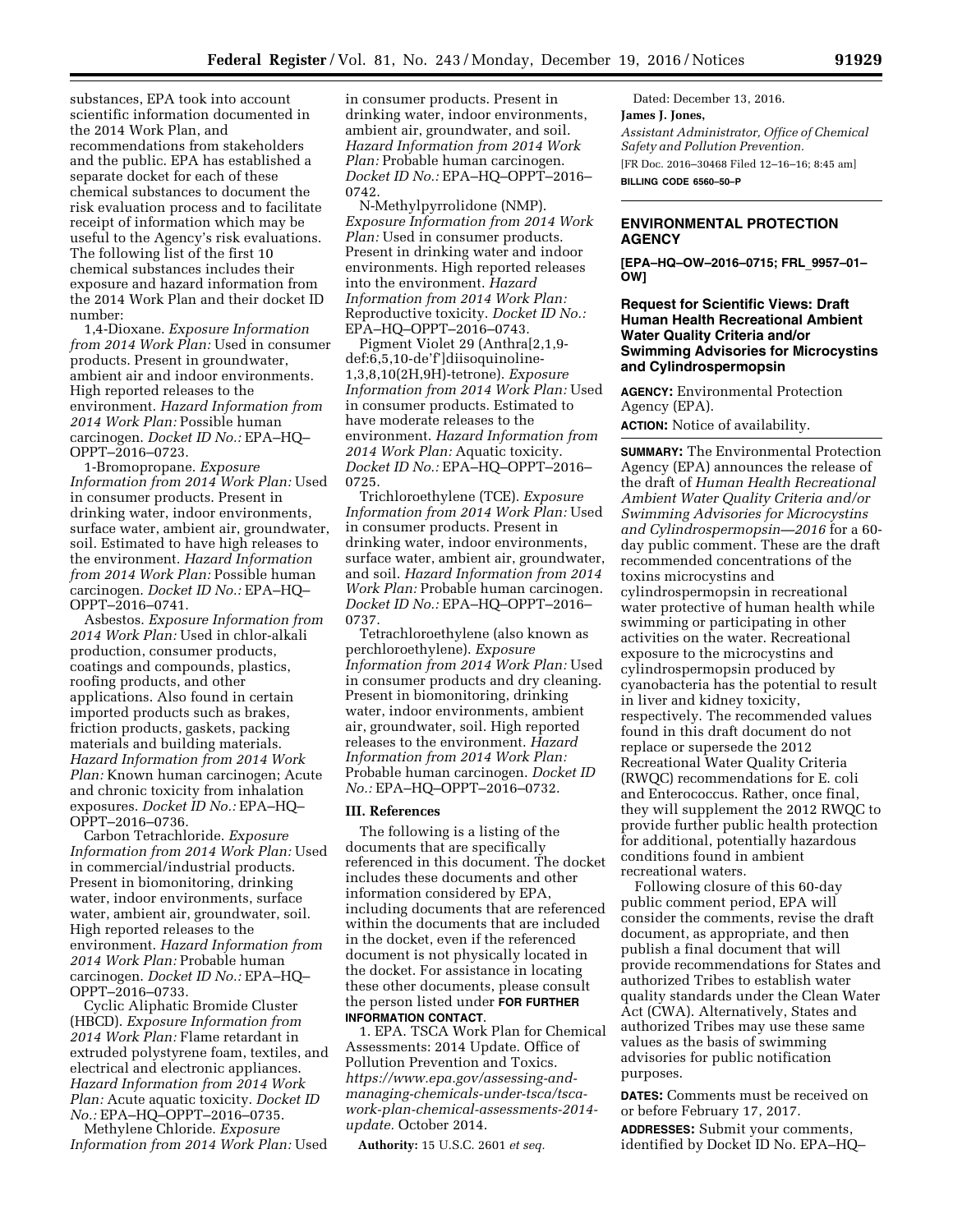substances, EPA took into account scientific information documented in the 2014 Work Plan, and recommendations from stakeholders and the public. EPA has established a separate docket for each of these chemical substances to document the risk evaluation process and to facilitate receipt of information which may be useful to the Agency's risk evaluations. The following list of the first 10 chemical substances includes their exposure and hazard information from the 2014 Work Plan and their docket ID number:

1,4-Dioxane. *Exposure Information from 2014 Work Plan:* Used in consumer products. Present in groundwater, ambient air and indoor environments. High reported releases to the environment. *Hazard Information from 2014 Work Plan:* Possible human carcinogen. *Docket ID No.:* EPA–HQ–OPPT–2016–0723.

1-Bromopropane. *Exposure Information from 2014 Work Plan:* Used in consumer products. Present in drinking water, indoor environments, surface water, ambient air, groundwater, soil. Estimated to have high releases to the environment. *Hazard Information from 2014 Work Plan:* Possible human carcinogen. *Docket ID No.:* EPA–HQ–OPPT–2016–0741.

Asbestos. *Exposure Information from 2014 Work Plan:* Used in chlor-alkali production, consumer products, coatings and compounds, plastics, roofing products, and other applications. Also found in certain imported products such as brakes, friction products, gaskets, packing materials and building materials. *Hazard Information from 2014 Work Plan:* Known human carcinogen; Acute and chronic toxicity from inhalation exposures. *Docket ID No.:* EPA–HQ–OPPT–2016–0736.

Carbon Tetrachloride. *Exposure Information from 2014 Work Plan:* Used in commercial/industrial products. Present in biomonitoring, drinking water, indoor environments, surface water, ambient air, groundwater, soil. High reported releases to the environment. *Hazard Information from 2014 Work Plan:* Probable human carcinogen. *Docket ID No.:* EPA–HQ–OPPT–2016–0733.

Cyclic Aliphatic Bromide Cluster (HBCD). *Exposure Information from 2014 Work Plan:* Flame retardant in extruded polystyrene foam, textiles, and electrical and electronic appliances. *Hazard Information from 2014 Work Plan:* Acute aquatic toxicity. *Docket ID No.:* EPA–HQ–OPPT–2016–0735.

Methylene Chloride. *Exposure Information from 2014 Work Plan:* Used in consumer products. Present in drinking water, indoor environments, ambient air, groundwater, and soil. *Hazard Information from 2014 Work Plan:* Probable human carcinogen. *Docket ID No.:* EPA–HQ–OPPT–2016–0742.

N-Methylpyrrolidone (NMP). *Exposure Information from 2014 Work Plan:* Used in consumer products. Present in drinking water and indoor environments. High reported releases into the environment. *Hazard Information from 2014 Work Plan:* Reproductive toxicity. *Docket ID No.:* EPA–HQ–OPPT–2016–0743.

Pigment Violet 29 (Anthra[2,1,9-def:6,5,10-de'f']diisoquinoline-1,3,8,10(2H,9H)-tetrone). *Exposure Information from 2014 Work Plan:* Used in consumer products. Estimated to have moderate releases to the environment. *Hazard Information from 2014 Work Plan:* Aquatic toxicity. *Docket ID No.:* EPA–HQ–OPPT–2016–0725.

Trichloroethylene (TCE). *Exposure Information from 2014 Work Plan:* Used in consumer products. Present in drinking water, indoor environments, surface water, ambient air, groundwater, and soil. *Hazard Information from 2014 Work Plan:* Probable human carcinogen. *Docket ID No.:* EPA–HQ–OPPT–2016–0737.

Tetrachloroethylene (also known as perchloroethylene). *Exposure Information from 2014 Work Plan:* Used in consumer products and dry cleaning. Present in biomonitoring, drinking water, indoor environments, ambient air, groundwater, soil. High reported releases to the environment. *Hazard Information from 2014 Work Plan:* Probable human carcinogen. *Docket ID No.:* EPA–HQ–OPPT–2016–0732.

### III. References

The following is a listing of the documents that are specifically referenced in this document. The docket includes these documents and other information considered by EPA, including documents that are referenced within the documents that are included in the docket, even if the referenced document is not physically located in the docket. For assistance in locating these other documents, please consult the person listed under **FOR FURTHER INFORMATION CONTACT**.

1. EPA. TSCA Work Plan for Chemical Assessments: 2014 Update. Office of Pollution Prevention and Toxics. *https://www.epa.gov/assessing-and-managing-chemicals-under-tsca/tsca-work-plan-chemical-assessments-2014-update.* October 2014.

**Authority:** 15 U.S.C. 2601 *et seq.*

Dated: December 13, 2016.

**James J. Jones,**

*Assistant Administrator, Office of Chemical Safety and Pollution Prevention.*

[FR Doc. 2016–30468 Filed 12–16–16; 8:45 am]

**BILLING CODE 6560–50–P**

---

## ENVIRONMENTAL PROTECTION AGENCY

**[EPA–HQ–OW–2016–0715; FRL_9957–01–OW]**

### Request for Scientific Views: Draft Human Health Recreational Ambient Water Quality Criteria and/or Swimming Advisories for Microcystins and Cylindrospermopsin

**AGENCY:** Environmental Protection Agency (EPA).

**ACTION:** Notice of availability.

**SUMMARY:** The Environmental Protection Agency (EPA) announces the release of the draft of *Human Health Recreational Ambient Water Quality Criteria and/or Swimming Advisories for Microcystins and Cylindrospermopsin—2016* for a 60-day public comment. These are the draft recommended concentrations of the toxins microcystins and cylindrospermopsin in recreational water protective of human health while swimming or participating in other activities on the water. Recreational exposure to the microcystins and cylindrospermopsin produced by cyanobacteria has the potential to result in liver and kidney toxicity, respectively. The recommended values found in this draft document do not replace or supersede the 2012 Recreational Water Quality Criteria (RWQC) recommendations for E. coli and Enterococcus. Rather, once final, they will supplement the 2012 RWQC to provide further public health protection for additional, potentially hazardous conditions found in ambient recreational waters.

Following closure of this 60-day public comment period, EPA will consider the comments, revise the draft document, as appropriate, and then publish a final document that will provide recommendations for States and authorized Tribes to establish water quality standards under the Clean Water Act (CWA). Alternatively, States and authorized Tribes may use these same values as the basis of swimming advisories for public notification purposes.

**DATES:** Comments must be received on or before February 17, 2017.

**ADDRESSES:** Submit your comments, identified by Docket ID No. EPA–HQ–